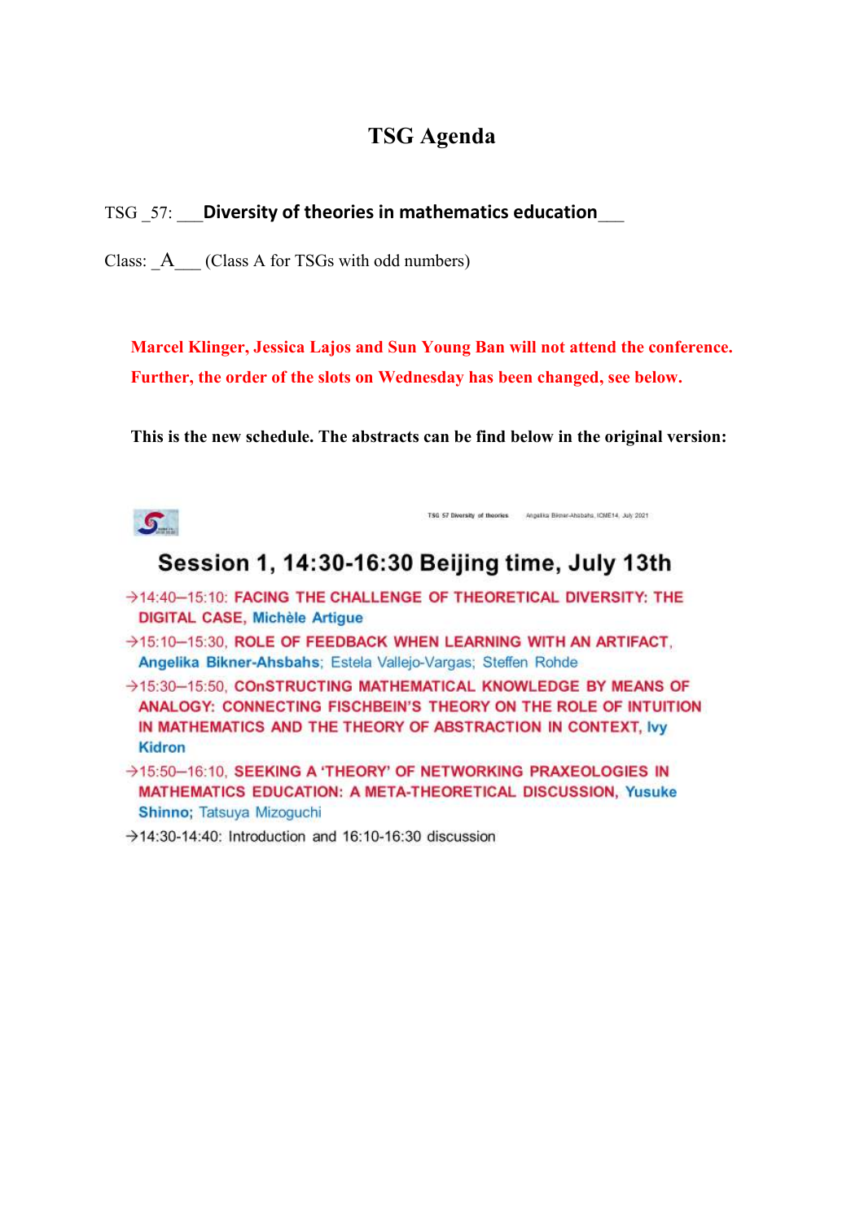# TSG Agenda

TSG _57: ___**Diversity of theories in mathematics education**___

Class: _A___ (Class A for TSGs with odd numbers)

**Marcel Klinger, Jessica Lajos and Sun Young Ban will not attend the conference. Further, the order of the slots on Wednesday has been changed, see below.**

**This is the new schedule. The abstracts can be find below in the original version:**

TSG 57 Diversity of theories    Angelika Bikner-Ahsbahs, ICME14, July 2021

## Session 1, 14:30-16:30 Beijing time, July 13th

→14:40–15:10: FACING THE CHALLENGE OF THEORETICAL DIVERSITY: THE DIGITAL CASE, **Michèle Artigue**

→15:10–15:30, ROLE OF FEEDBACK WHEN LEARNING WITH AN ARTIFACT, **Angelika Bikner-Ahsbahs**; Estela Vallejo-Vargas; Steffen Rohde

→15:30–15:50, COnSTRUCTING MATHEMATICAL KNOWLEDGE BY MEANS OF ANALOGY: CONNECTING FISCHBEIN'S THEORY ON THE ROLE OF INTUITION IN MATHEMATICS AND THE THEORY OF ABSTRACTION IN CONTEXT, **Ivy Kidron**

→15:50–16:10, SEEKING A 'THEORY' OF NETWORKING PRAXEOLOGIES IN MATHEMATICS EDUCATION: A META-THEORETICAL DISCUSSION, **Yusuke Shinno**; Tatsuya Mizoguchi

→14:30-14:40: Introduction and 16:10-16:30 discussion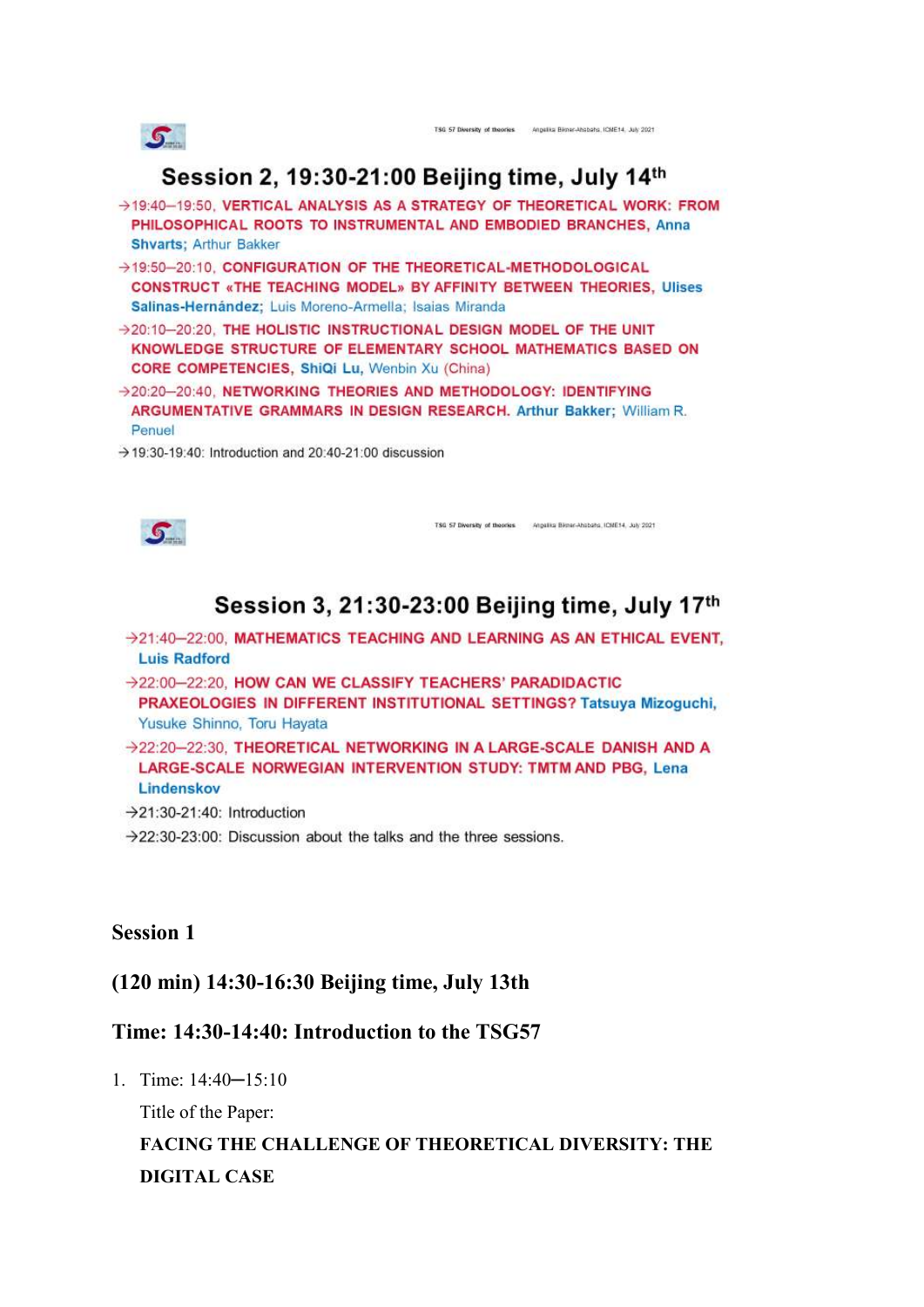## Session 2, 19:30-21:00 Beijing time, July 14th

→19:40–19:50, **VERTICAL ANALYSIS AS A STRATEGY OF THEORETICAL WORK: FROM PHILOSOPHICAL ROOTS TO INSTRUMENTAL AND EMBODIED BRANCHES**, **Anna Shvarts**; Arthur Bakker

→19:50–20:10, **CONFIGURATION OF THE THEORETICAL-METHODOLOGICAL CONSTRUCT «THE TEACHING MODEL» BY AFFINITY BETWEEN THEORIES**, **Ulises Salinas-Hernández**; Luis Moreno-Armella; Isaias Miranda

→20:10–20:20, **THE HOLISTIC INSTRUCTIONAL DESIGN MODEL OF THE UNIT KNOWLEDGE STRUCTURE OF ELEMENTARY SCHOOL MATHEMATICS BASED ON CORE COMPETENCIES**, **ShiQi Lu**, Wenbin Xu (China)

→20:20–20:40, **NETWORKING THEORIES AND METHODOLOGY: IDENTIFYING ARGUMENTATIVE GRAMMARS IN DESIGN RESEARCH.** **Arthur Bakker**; William R. Penuel

→19:30-19:40: Introduction and 20:40-21:00 discussion

## Session 3, 21:30-23:00 Beijing time, July 17th

→21:40–22:00, **MATHEMATICS TEACHING AND LEARNING AS AN ETHICAL EVENT**, **Luis Radford**

→22:00–22:20, **HOW CAN WE CLASSIFY TEACHERS' PARADIDACTIC PRAXEOLOGIES IN DIFFERENT INSTITUTIONAL SETTINGS?** **Tatsuya Mizoguchi**, Yusuke Shinno, Toru Hayata

→22:20–22:30, **THEORETICAL NETWORKING IN A LARGE-SCALE DANISH AND A LARGE-SCALE NORWEGIAN INTERVENTION STUDY: TMTM AND PBG**, **Lena Lindenskov**

→21:30-21:40: Introduction

→22:30-23:00: Discussion about the talks and the three sessions.

**Session 1**

**(120 min) 14:30-16:30 Beijing time, July 13th**

**Time: 14:30-14:40: Introduction to the TSG57**

1. Time: 14:40–15:10

   Title of the Paper:

   **FACING THE CHALLENGE OF THEORETICAL DIVERSITY: THE DIGITAL CASE**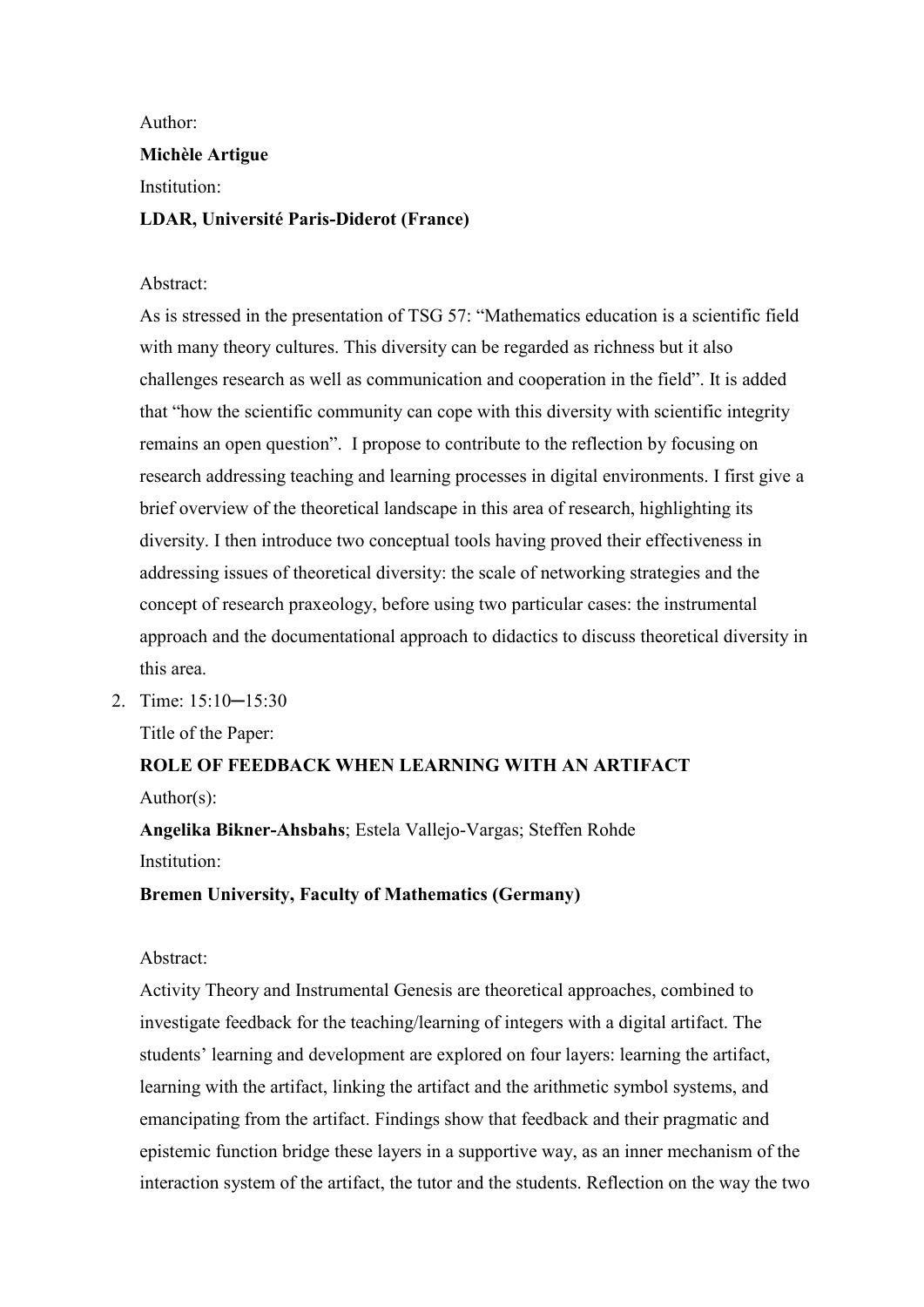Author:

**Michèle Artigue**

Institution:

**LDAR, Université Paris-Diderot (France)**

Abstract:

As is stressed in the presentation of TSG 57: "Mathematics education is a scientific field with many theory cultures. This diversity can be regarded as richness but it also challenges research as well as communication and cooperation in the field". It is added that "how the scientific community can cope with this diversity with scientific integrity remains an open question". I propose to contribute to the reflection by focusing on research addressing teaching and learning processes in digital environments. I first give a brief overview of the theoretical landscape in this area of research, highlighting its diversity. I then introduce two conceptual tools having proved their effectiveness in addressing issues of theoretical diversity: the scale of networking strategies and the concept of research praxeology, before using two particular cases: the instrumental approach and the documentational approach to didactics to discuss theoretical diversity in this area.

2. Time: 15:10─15:30

   Title of the Paper:

   **ROLE OF FEEDBACK WHEN LEARNING WITH AN ARTIFACT**

   Author(s):

   **Angelika Bikner-Ahsbahs**; Estela Vallejo-Vargas; Steffen Rohde

   Institution:

   **Bremen University, Faculty of Mathematics (Germany)**

   Abstract:

   Activity Theory and Instrumental Genesis are theoretical approaches, combined to investigate feedback for the teaching/learning of integers with a digital artifact. The students' learning and development are explored on four layers: learning the artifact, learning with the artifact, linking the artifact and the arithmetic symbol systems, and emancipating from the artifact. Findings show that feedback and their pragmatic and epistemic function bridge these layers in a supportive way, as an inner mechanism of the interaction system of the artifact, the tutor and the students. Reflection on the way the two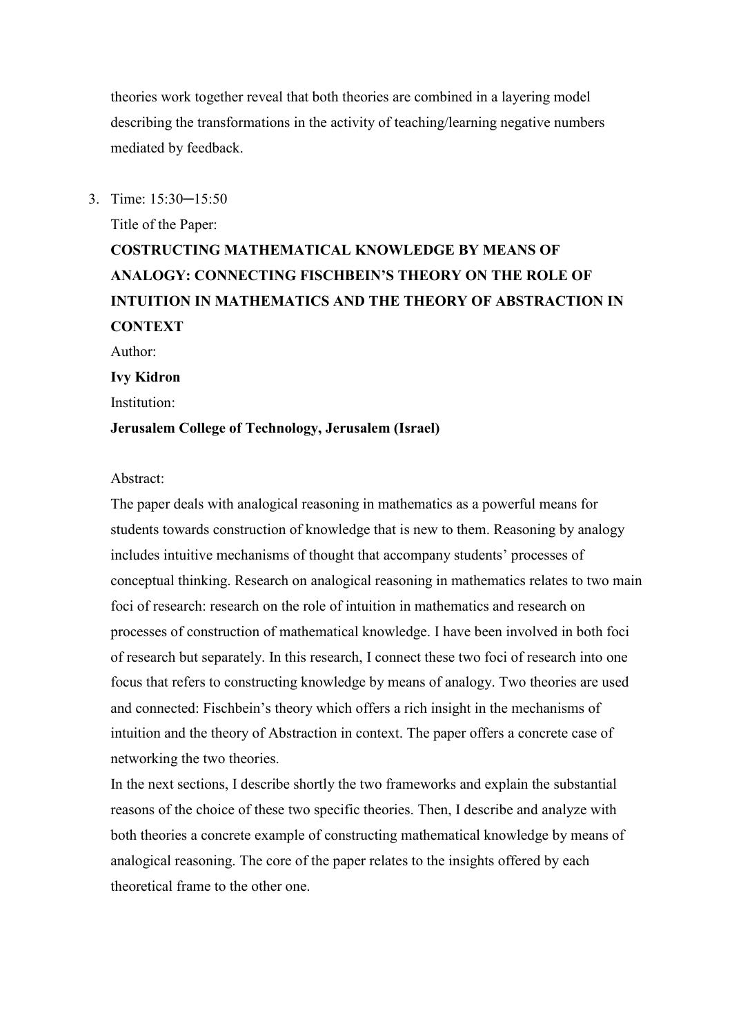theories work together reveal that both theories are combined in a layering model describing the transformations in the activity of teaching/learning negative numbers mediated by feedback.

3. Time: 15:30─15:50

   Title of the Paper:

   **COSTRUCTING MATHEMATICAL KNOWLEDGE BY MEANS OF ANALOGY: CONNECTING FISCHBEIN'S THEORY ON THE ROLE OF INTUITION IN MATHEMATICS AND THE THEORY OF ABSTRACTION IN CONTEXT**

   Author:

   **Ivy Kidron**

   Institution:

   **Jerusalem College of Technology, Jerusalem (Israel)**

   Abstract:

   The paper deals with analogical reasoning in mathematics as a powerful means for students towards construction of knowledge that is new to them. Reasoning by analogy includes intuitive mechanisms of thought that accompany students' processes of conceptual thinking. Research on analogical reasoning in mathematics relates to two main foci of research: research on the role of intuition in mathematics and research on processes of construction of mathematical knowledge. I have been involved in both foci of research but separately. In this research, I connect these two foci of research into one focus that refers to constructing knowledge by means of analogy. Two theories are used and connected: Fischbein's theory which offers a rich insight in the mechanisms of intuition and the theory of Abstraction in context. The paper offers a concrete case of networking the two theories.

   In the next sections, I describe shortly the two frameworks and explain the substantial reasons of the choice of these two specific theories. Then, I describe and analyze with both theories a concrete example of constructing mathematical knowledge by means of analogical reasoning. The core of the paper relates to the insights offered by each theoretical frame to the other one.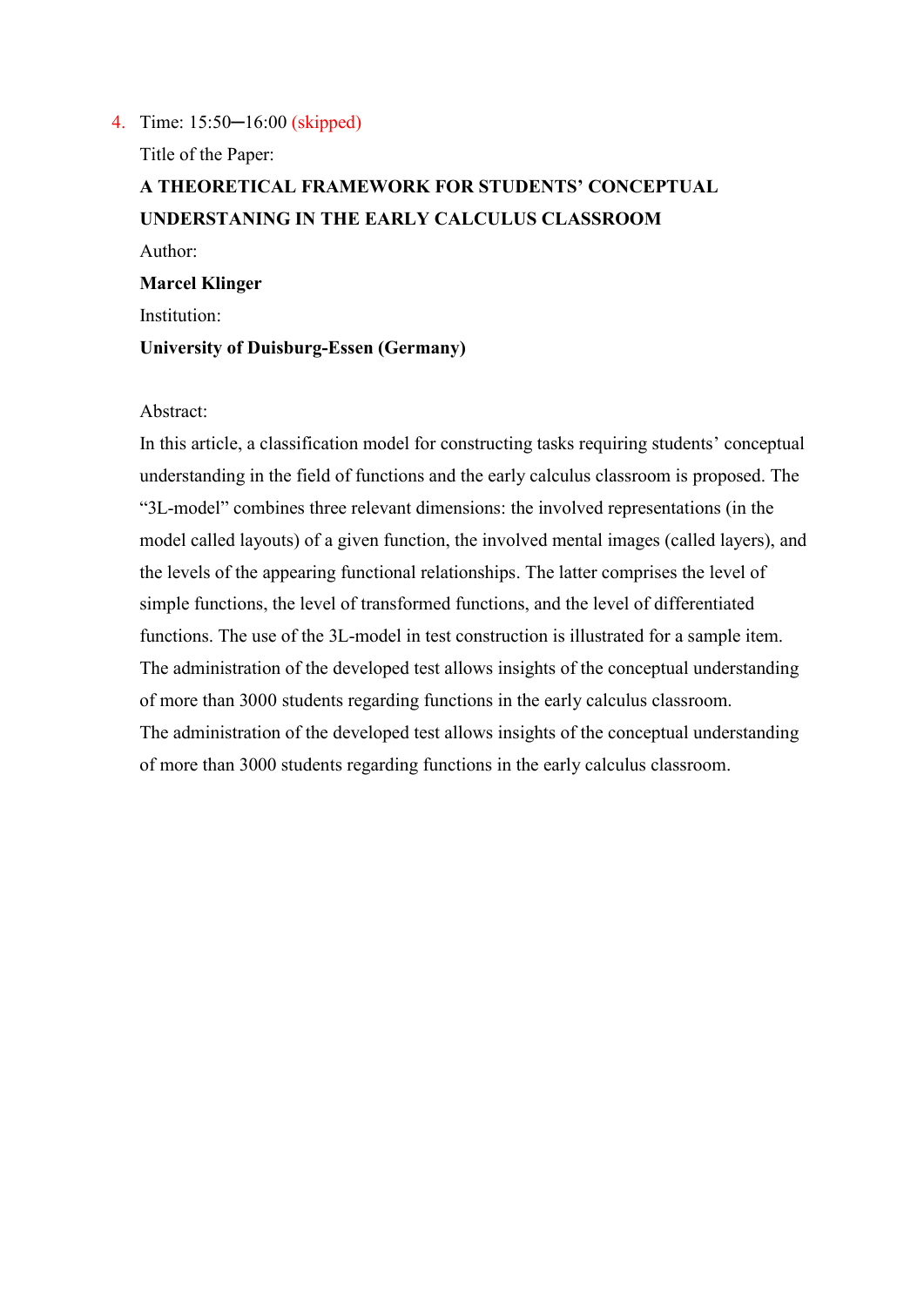4. Time: 15:50─16:00 (skipped)

   Title of the Paper:

   **A THEORETICAL FRAMEWORK FOR STUDENTS' CONCEPTUAL UNDERSTANING IN THE EARLY CALCULUS CLASSROOM**

   Author:

   **Marcel Klinger**

   Institution:

   **University of Duisburg-Essen (Germany)**

   Abstract:

   In this article, a classification model for constructing tasks requiring students' conceptual understanding in the field of functions and the early calculus classroom is proposed. The "3L-model" combines three relevant dimensions: the involved representations (in the model called layouts) of a given function, the involved mental images (called layers), and the levels of the appearing functional relationships. The latter comprises the level of simple functions, the level of transformed functions, and the level of differentiated functions. The use of the 3L-model in test construction is illustrated for a sample item. The administration of the developed test allows insights of the conceptual understanding of more than 3000 students regarding functions in the early calculus classroom.
   The administration of the developed test allows insights of the conceptual understanding of more than 3000 students regarding functions in the early calculus classroom.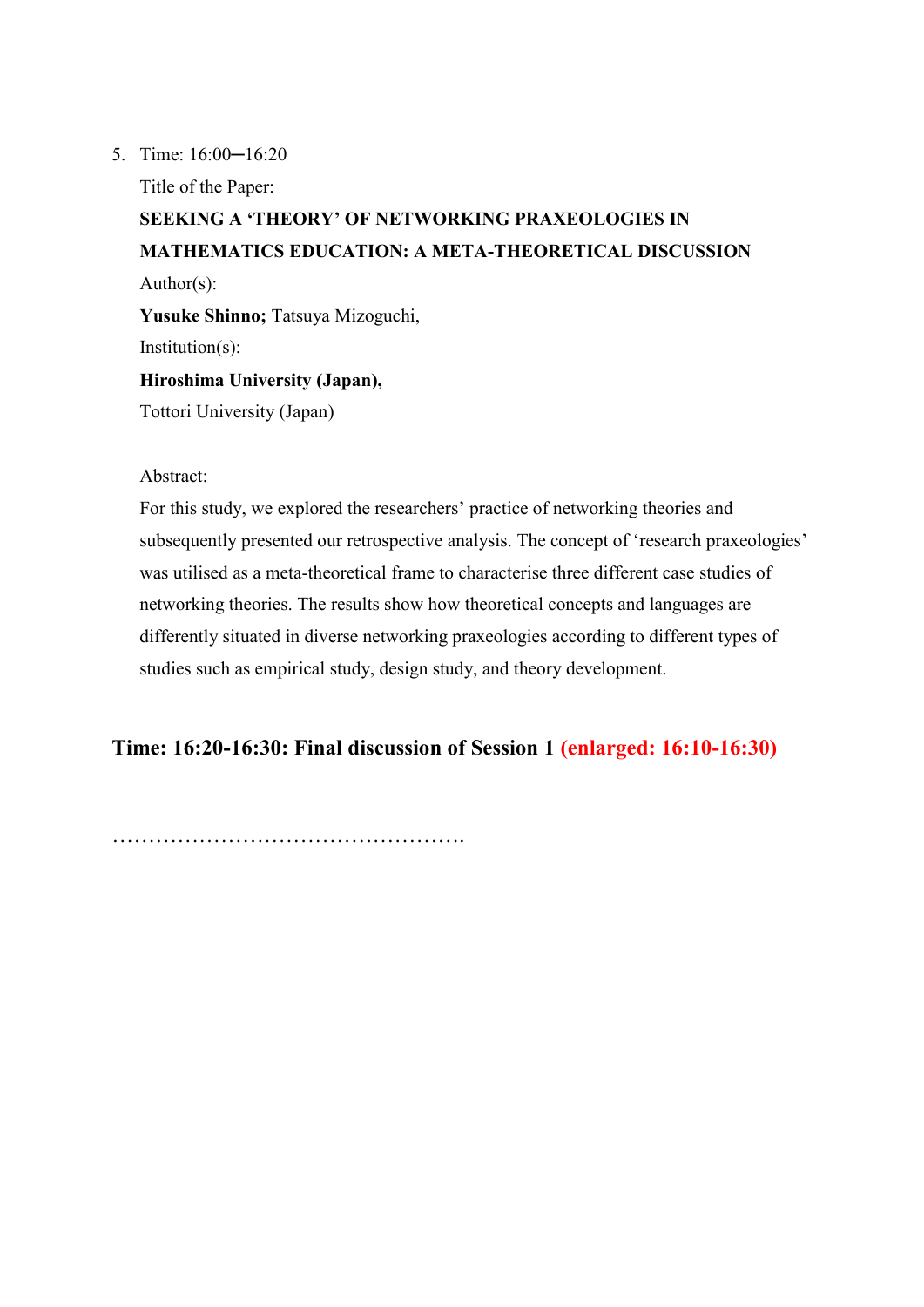5. Time: 16:00─16:20

   Title of the Paper:

   **SEEKING A ‘THEORY’ OF NETWORKING PRAXEOLOGIES IN MATHEMATICS EDUCATION: A META-THEORETICAL DISCUSSION**

   Author(s):

   **Yusuke Shinno;** Tatsuya Mizoguchi,

   Institution(s):

   **Hiroshima University (Japan),**

   Tottori University (Japan)

   Abstract:

   For this study, we explored the researchers’ practice of networking theories and subsequently presented our retrospective analysis. The concept of ‘research praxeologies’ was utilised as a meta-theoretical frame to characterise three different case studies of networking theories. The results show how theoretical concepts and languages are differently situated in diverse networking praxeologies according to different types of studies such as empirical study, design study, and theory development.

**Time: 16:20-16:30: Final discussion of Session 1 (enlarged: 16:10-16:30)**

…………………………………………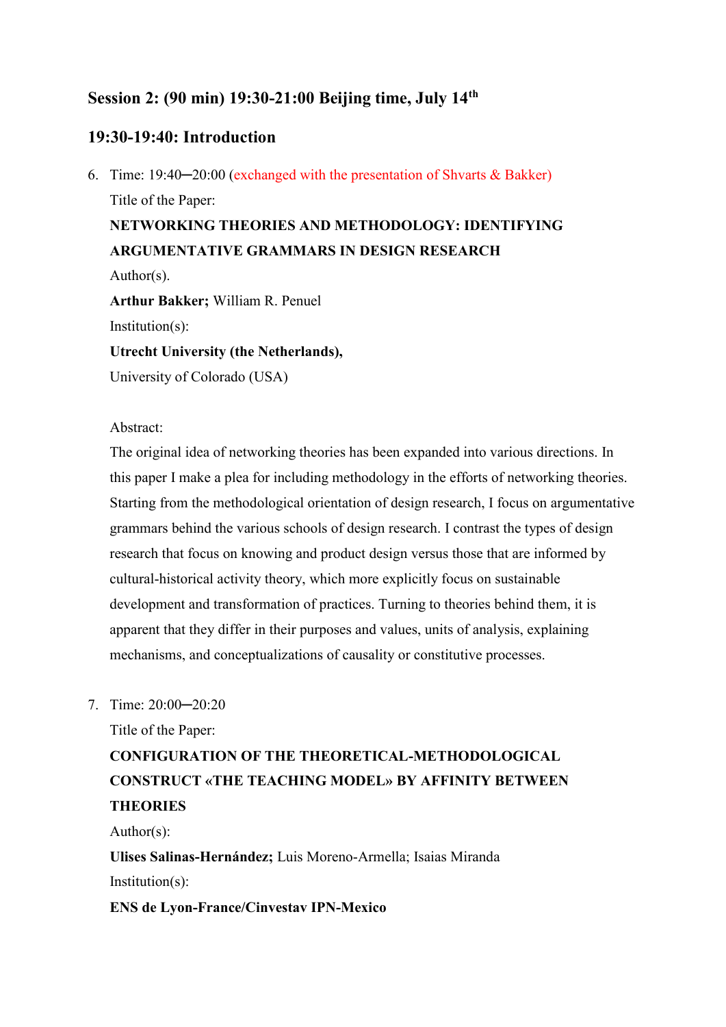### Session 2: (90 min) 19:30-21:00 Beijing time, July 14th

### 19:30-19:40: Introduction

6. Time: 19:40─20:00 (exchanged with the presentation of Shvarts & Bakker)

   Title of the Paper:

   **NETWORKING THEORIES AND METHODOLOGY: IDENTIFYING ARGUMENTATIVE GRAMMARS IN DESIGN RESEARCH**

   Author(s).

   **Arthur Bakker;** William R. Penuel

   Institution(s):

   **Utrecht University (the Netherlands),**

   University of Colorado (USA)

   Abstract:

   The original idea of networking theories has been expanded into various directions. In this paper I make a plea for including methodology in the efforts of networking theories. Starting from the methodological orientation of design research, I focus on argumentative grammars behind the various schools of design research. I contrast the types of design research that focus on knowing and product design versus those that are informed by cultural-historical activity theory, which more explicitly focus on sustainable development and transformation of practices. Turning to theories behind them, it is apparent that they differ in their purposes and values, units of analysis, explaining mechanisms, and conceptualizations of causality or constitutive processes.

7. Time: 20:00─20:20

   Title of the Paper:

   **CONFIGURATION OF THE THEORETICAL-METHODOLOGICAL CONSTRUCT «THE TEACHING MODEL» BY AFFINITY BETWEEN THEORIES**

   Author(s):

   **Ulises Salinas-Hernández;** Luis Moreno-Armella; Isaias Miranda

   Institution(s):

   **ENS de Lyon-France/Cinvestav IPN-Mexico**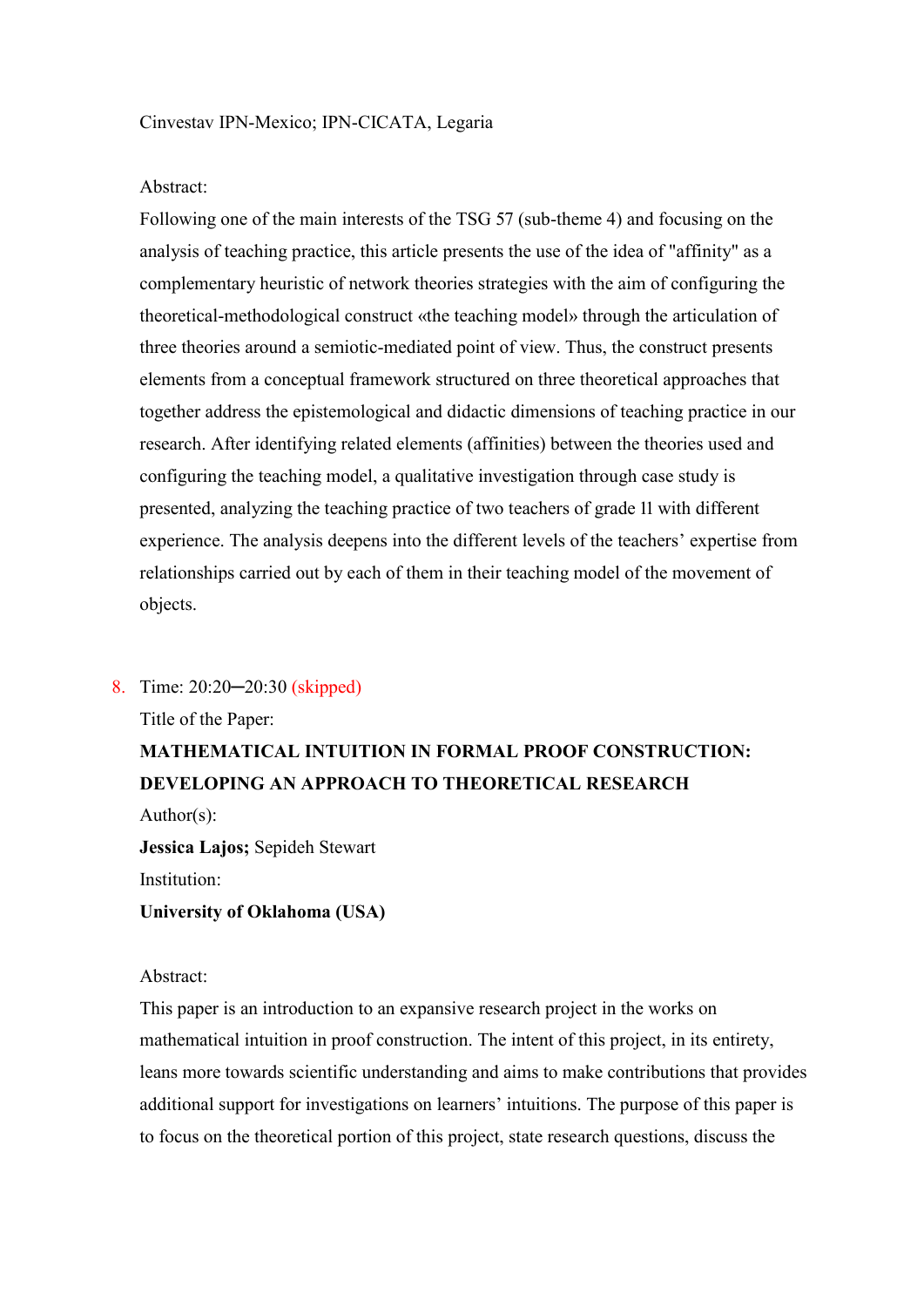Cinvestav IPN-Mexico; IPN-CICATA, Legaria

Abstract:

Following one of the main interests of the TSG 57 (sub-theme 4) and focusing on the analysis of teaching practice, this article presents the use of the idea of "affinity" as a complementary heuristic of network theories strategies with the aim of configuring the theoretical-methodological construct «the teaching model» through the articulation of three theories around a semiotic-mediated point of view. Thus, the construct presents elements from a conceptual framework structured on three theoretical approaches that together address the epistemological and didactic dimensions of teaching practice in our research. After identifying related elements (affinities) between the theories used and configuring the teaching model, a qualitative investigation through case study is presented, analyzing the teaching practice of two teachers of grade 11 with different experience. The analysis deepens into the different levels of the teachers' expertise from relationships carried out by each of them in their teaching model of the movement of objects.

8. Time: 20:20─20:30 (skipped)

   Title of the Paper:

   **MATHEMATICAL INTUITION IN FORMAL PROOF CONSTRUCTION: DEVELOPING AN APPROACH TO THEORETICAL RESEARCH**

   Author(s):

   **Jessica Lajos;** Sepideh Stewart

   Institution:

   **University of Oklahoma (USA)**

   Abstract:

   This paper is an introduction to an expansive research project in the works on mathematical intuition in proof construction. The intent of this project, in its entirety, leans more towards scientific understanding and aims to make contributions that provides additional support for investigations on learners' intuitions. The purpose of this paper is to focus on the theoretical portion of this project, state research questions, discuss the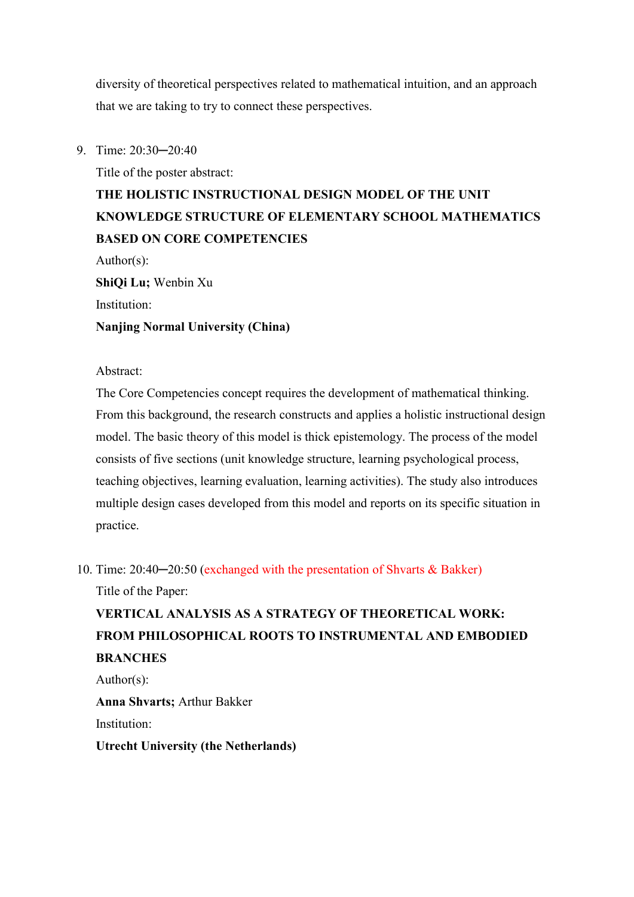diversity of theoretical perspectives related to mathematical intuition, and an approach that we are taking to try to connect these perspectives.

9. Time: 20:30─20:40

   Title of the poster abstract:

   **THE HOLISTIC INSTRUCTIONAL DESIGN MODEL OF THE UNIT KNOWLEDGE STRUCTURE OF ELEMENTARY SCHOOL MATHEMATICS BASED ON CORE COMPETENCIES**

   Author(s):

   **ShiQi Lu;** Wenbin Xu

   Institution:

   **Nanjing Normal University (China)**

   Abstract:

   The Core Competencies concept requires the development of mathematical thinking. From this background, the research constructs and applies a holistic instructional design model. The basic theory of this model is thick epistemology. The process of the model consists of five sections (unit knowledge structure, learning psychological process, teaching objectives, learning evaluation, learning activities). The study also introduces multiple design cases developed from this model and reports on its specific situation in practice.

10. Time: 20:40─20:50 (exchanged with the presentation of Shvarts & Bakker)

    Title of the Paper:

    **VERTICAL ANALYSIS AS A STRATEGY OF THEORETICAL WORK: FROM PHILOSOPHICAL ROOTS TO INSTRUMENTAL AND EMBODIED BRANCHES**

    Author(s):

    **Anna Shvarts;** Arthur Bakker

    Institution:

    **Utrecht University (the Netherlands)**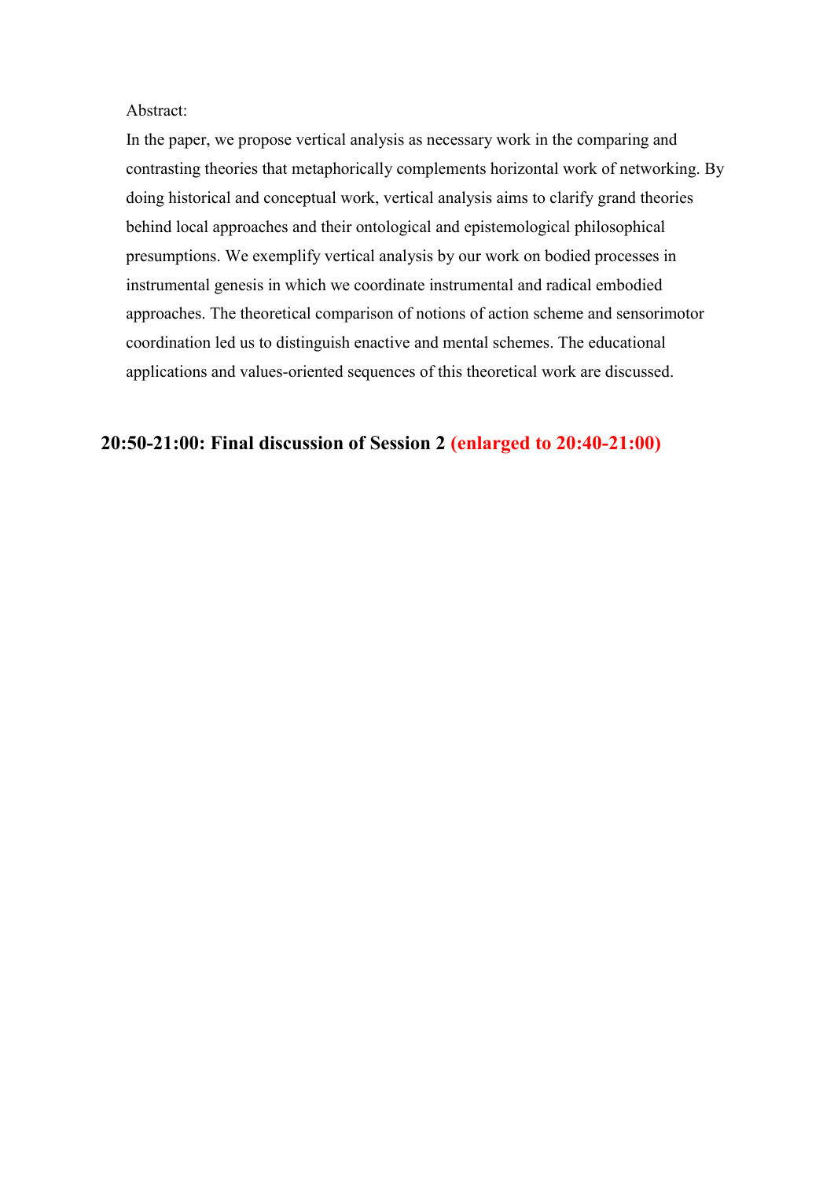Abstract:

In the paper, we propose vertical analysis as necessary work in the comparing and contrasting theories that metaphorically complements horizontal work of networking. By doing historical and conceptual work, vertical analysis aims to clarify grand theories behind local approaches and their ontological and epistemological philosophical presumptions. We exemplify vertical analysis by our work on bodied processes in instrumental genesis in which we coordinate instrumental and radical embodied approaches. The theoretical comparison of notions of action scheme and sensorimotor coordination led us to distinguish enactive and mental schemes. The educational applications and values-oriented sequences of this theoretical work are discussed.

## 20:50-21:00: Final discussion of Session 2 (enlarged to 20:40-21:00)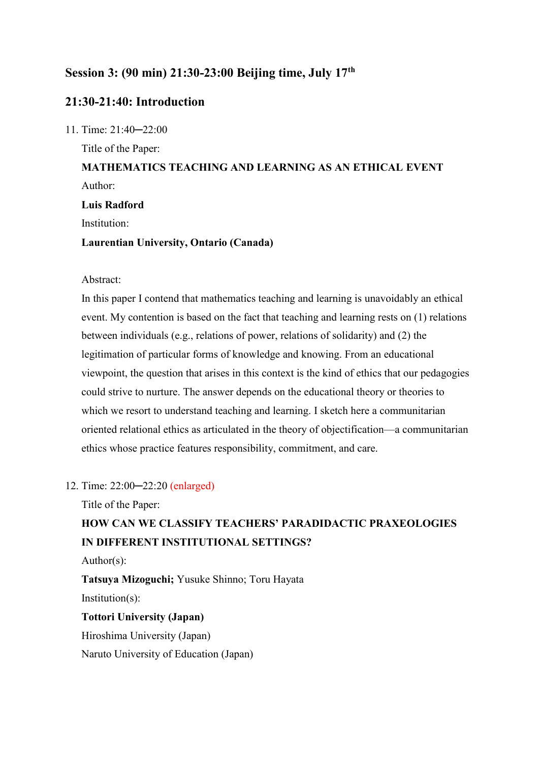## Session 3: (90 min) 21:30-23:00 Beijing time, July 17th

## 21:30-21:40: Introduction

11. Time: 21:40─22:00

    Title of the Paper:

    **MATHEMATICS TEACHING AND LEARNING AS AN ETHICAL EVENT**

    Author:

    **Luis Radford**

    Institution:

    **Laurentian University, Ontario (Canada)**

    Abstract:

    In this paper I contend that mathematics teaching and learning is unavoidably an ethical event. My contention is based on the fact that teaching and learning rests on (1) relations between individuals (e.g., relations of power, relations of solidarity) and (2) the legitimation of particular forms of knowledge and knowing. From an educational viewpoint, the question that arises in this context is the kind of ethics that our pedagogies could strive to nurture. The answer depends on the educational theory or theories to which we resort to understand teaching and learning. I sketch here a communitarian oriented relational ethics as articulated in the theory of objectification—a communitarian ethics whose practice features responsibility, commitment, and care.

12. Time: 22:00─22:20 (enlarged)

    Title of the Paper:

    **HOW CAN WE CLASSIFY TEACHERS' PARADIDACTIC PRAXEOLOGIES IN DIFFERENT INSTITUTIONAL SETTINGS?**

    Author(s):

    **Tatsuya Mizoguchi;** Yusuke Shinno; Toru Hayata

    Institution(s):

    **Tottori University (Japan)**

    Hiroshima University (Japan)

    Naruto University of Education (Japan)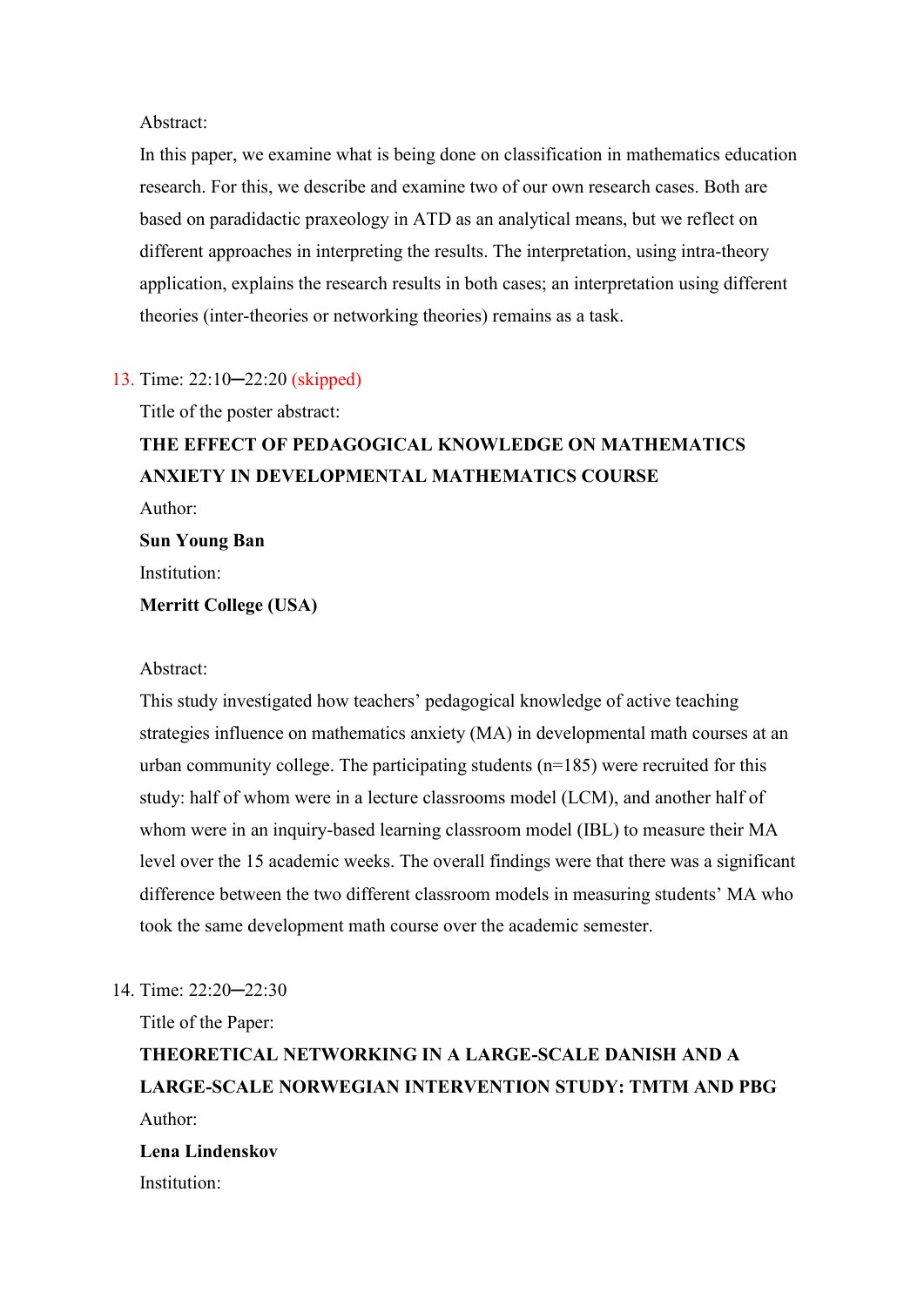Abstract:

In this paper, we examine what is being done on classification in mathematics education research. For this, we describe and examine two of our own research cases. Both are based on paradidactic praxeology in ATD as an analytical means, but we reflect on different approaches in interpreting the results. The interpretation, using intra-theory application, explains the research results in both cases; an interpretation using different theories (inter-theories or networking theories) remains as a task.

13. Time: 22:10─22:20 (skipped)

    Title of the poster abstract:

    **THE EFFECT OF PEDAGOGICAL KNOWLEDGE ON MATHEMATICS ANXIETY IN DEVELOPMENTAL MATHEMATICS COURSE**

    Author:

    **Sun Young Ban**

    Institution:

    **Merritt College (USA)**

    Abstract:

    This study investigated how teachers' pedagogical knowledge of active teaching strategies influence on mathematics anxiety (MA) in developmental math courses at an urban community college. The participating students (n=185) were recruited for this study: half of whom were in a lecture classrooms model (LCM), and another half of whom were in an inquiry-based learning classroom model (IBL) to measure their MA level over the 15 academic weeks. The overall findings were that there was a significant difference between the two different classroom models in measuring students' MA who took the same development math course over the academic semester.

14. Time: 22:20─22:30

    Title of the Paper:

    **THEORETICAL NETWORKING IN A LARGE-SCALE DANISH AND A LARGE-SCALE NORWEGIAN INTERVENTION STUDY: TMTM AND PBG**

    Author:

    **Lena Lindenskov**

    Institution: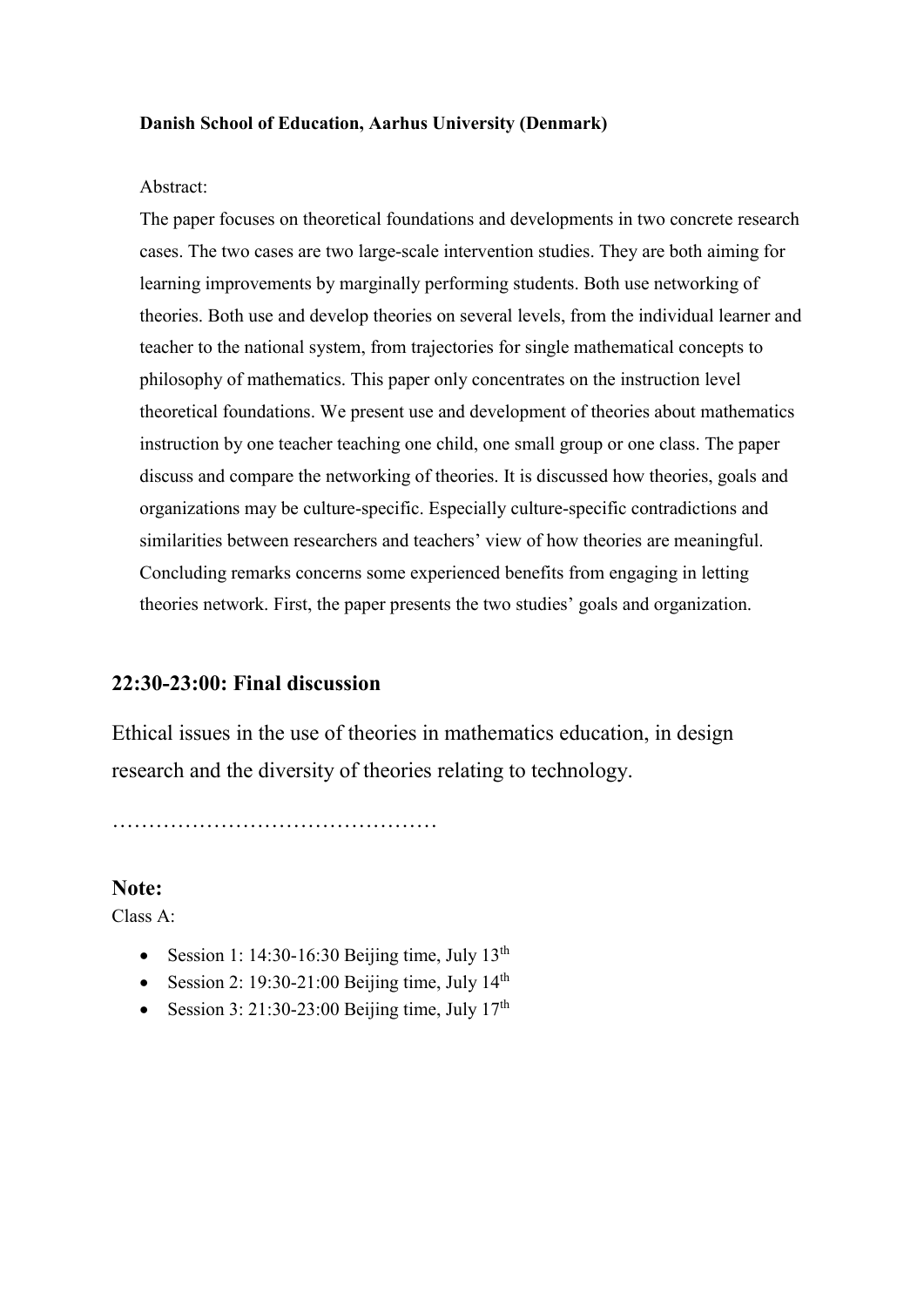**Danish School of Education, Aarhus University (Denmark)**

Abstract:

The paper focuses on theoretical foundations and developments in two concrete research cases. The two cases are two large-scale intervention studies. They are both aiming for learning improvements by marginally performing students. Both use networking of theories. Both use and develop theories on several levels, from the individual learner and teacher to the national system, from trajectories for single mathematical concepts to philosophy of mathematics. This paper only concentrates on the instruction level theoretical foundations. We present use and development of theories about mathematics instruction by one teacher teaching one child, one small group or one class. The paper discuss and compare the networking of theories. It is discussed how theories, goals and organizations may be culture-specific. Especially culture-specific contradictions and similarities between researchers and teachers' view of how theories are meaningful. Concluding remarks concerns some experienced benefits from engaging in letting theories network. First, the paper presents the two studies' goals and organization.

## 22:30-23:00: Final discussion

Ethical issues in the use of theories in mathematics education, in design research and the diversity of theories relating to technology.

………………………………………

## Note:

Class A:

- Session 1: 14:30-16:30 Beijing time, July 13th
- Session 2: 19:30-21:00 Beijing time, July 14th
- Session 3: 21:30-23:00 Beijing time, July 17th